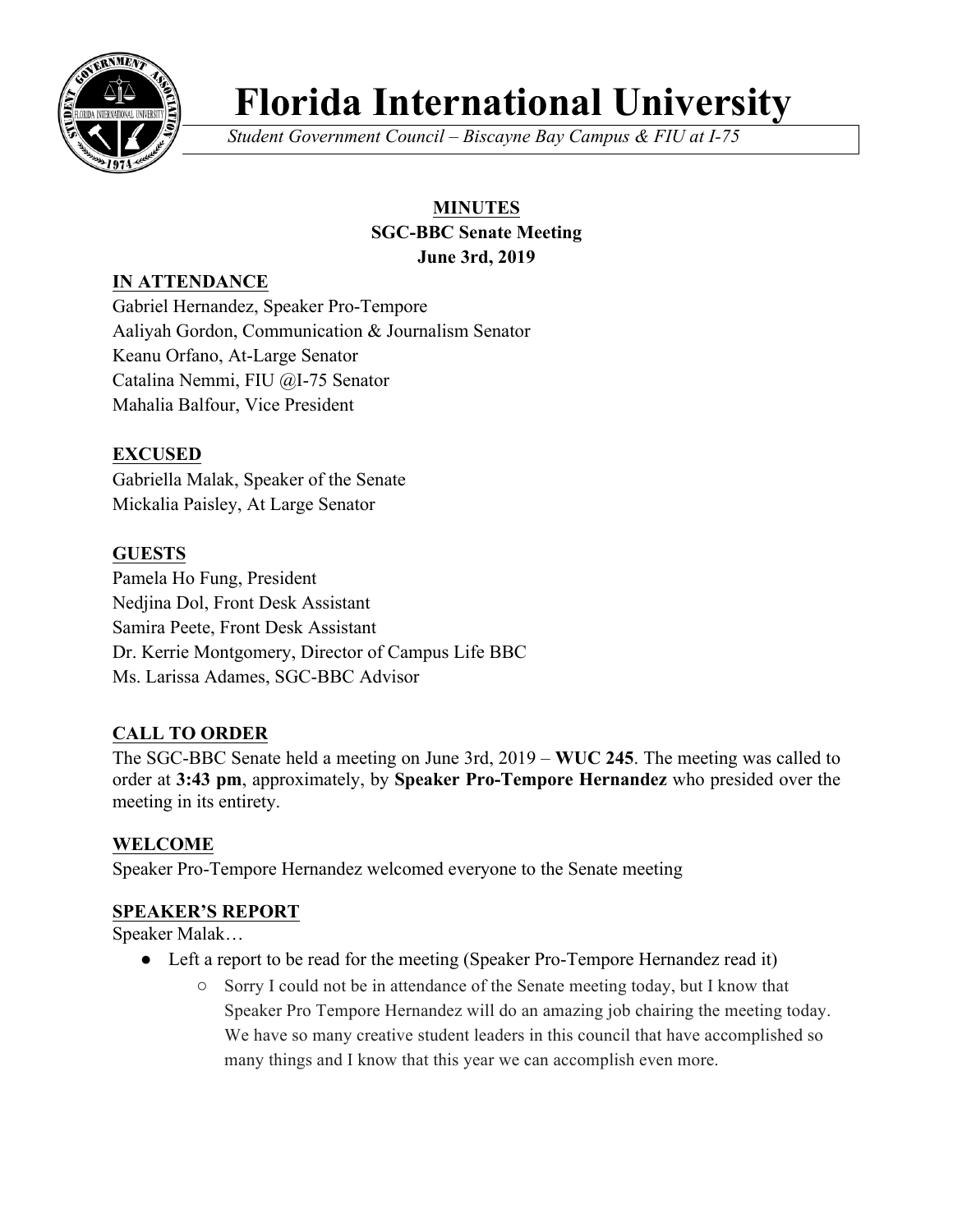# Florida International University

*Student Government Council – Biscayne Bay Campus & FIU at I-75*

**MINUTES**
**SGC-BBC Senate Meeting**
**June 3rd, 2019**

## IN ATTENDANCE

Gabriel Hernandez, Speaker Pro-Tempore
Aaliyah Gordon, Communication & Journalism Senator
Keanu Orfano, At-Large Senator
Catalina Nemmi, FIU @I-75 Senator
Mahalia Balfour, Vice President

## EXCUSED

Gabriella Malak, Speaker of the Senate
Mickalia Paisley, At Large Senator

## GUESTS

Pamela Ho Fung, President
Nedjina Dol, Front Desk Assistant
Samira Peete, Front Desk Assistant
Dr. Kerrie Montgomery, Director of Campus Life BBC
Ms. Larissa Adames, SGC-BBC Advisor

## CALL TO ORDER

The SGC-BBC Senate held a meeting on June 3rd, 2019 – **WUC 245**. The meeting was called to order at **3:43 pm**, approximately, by **Speaker Pro-Tempore Hernandez** who presided over the meeting in its entirety.

## WELCOME

Speaker Pro-Tempore Hernandez welcomed everyone to the Senate meeting

## SPEAKER'S REPORT

Speaker Malak…

- Left a report to be read for the meeting (Speaker Pro-Tempore Hernandez read it)
  - Sorry I could not be in attendance of the Senate meeting today, but I know that Speaker Pro Tempore Hernandez will do an amazing job chairing the meeting today. We have so many creative student leaders in this council that have accomplished so many things and I know that this year we can accomplish even more.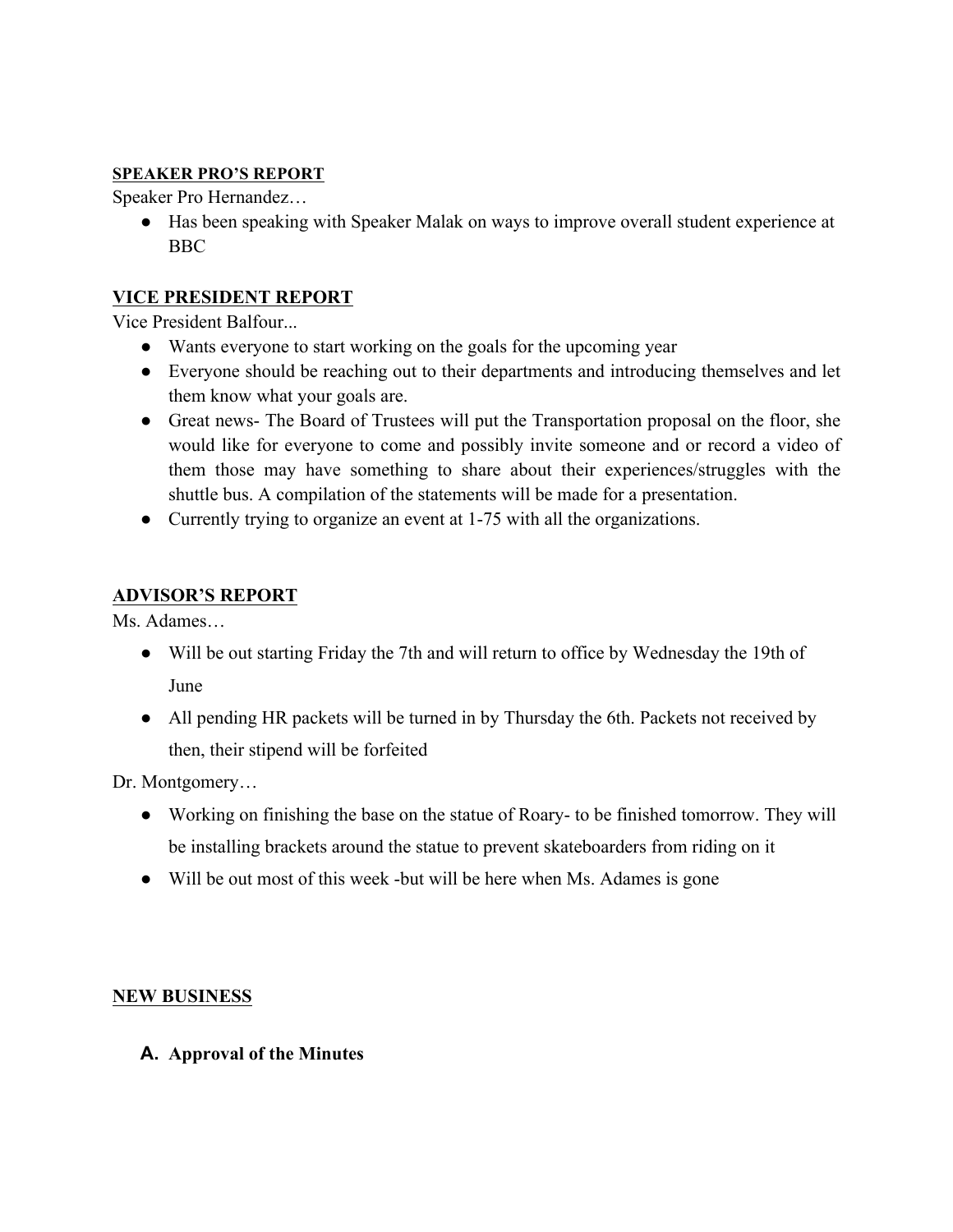**SPEAKER PRO'S REPORT**

Speaker Pro Hernandez…

- Has been speaking with Speaker Malak on ways to improve overall student experience at BBC

**VICE PRESIDENT REPORT**

Vice President Balfour...

- Wants everyone to start working on the goals for the upcoming year
- Everyone should be reaching out to their departments and introducing themselves and let them know what your goals are.
- Great news- The Board of Trustees will put the Transportation proposal on the floor, she would like for everyone to come and possibly invite someone and or record a video of them those may have something to share about their experiences/struggles with the shuttle bus. A compilation of the statements will be made for a presentation.
- Currently trying to organize an event at 1-75 with all the organizations.

**ADVISOR'S REPORT**

Ms. Adames…

- Will be out starting Friday the 7th and will return to office by Wednesday the 19th of June
- All pending HR packets will be turned in by Thursday the 6th. Packets not received by then, their stipend will be forfeited

Dr. Montgomery…

- Working on finishing the base on the statue of Roary- to be finished tomorrow. They will be installing brackets around the statue to prevent skateboarders from riding on it
- Will be out most of this week -but will be here when Ms. Adames is gone

**NEW BUSINESS**

**A. Approval of the Minutes**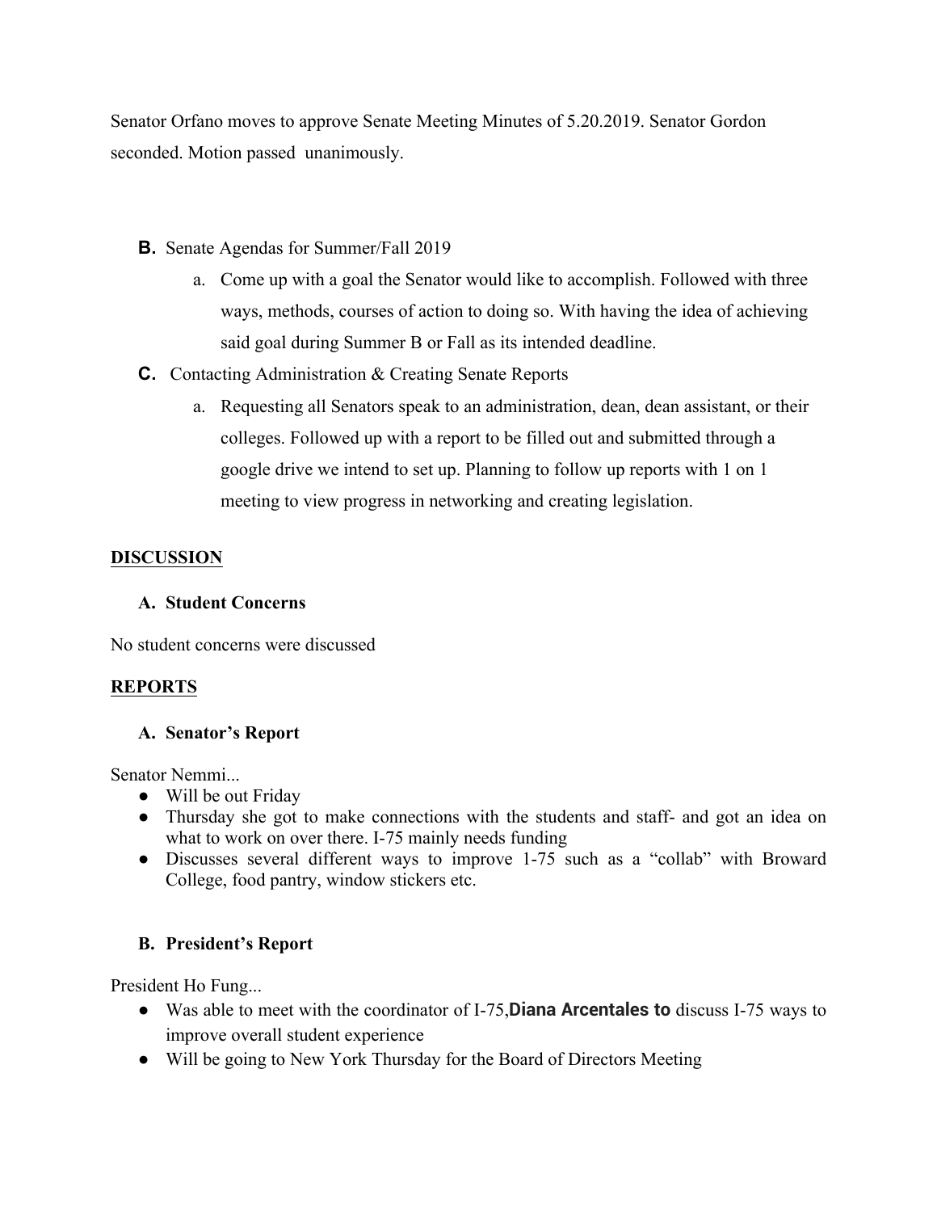Senator Orfano moves to approve Senate Meeting Minutes of 5.20.2019. Senator Gordon seconded. Motion passed unanimously.

**B.** Senate Agendas for Summer/Fall 2019

a. Come up with a goal the Senator would like to accomplish. Followed with three ways, methods, courses of action to doing so. With having the idea of achieving said goal during Summer B or Fall as its intended deadline.

**C.** Contacting Administration & Creating Senate Reports

a. Requesting all Senators speak to an administration, dean, dean assistant, or their colleges. Followed up with a report to be filled out and submitted through a google drive we intend to set up. Planning to follow up reports with 1 on 1 meeting to view progress in networking and creating legislation.

## DISCUSSION

### A. Student Concerns

No student concerns were discussed

## REPORTS

### A. Senator's Report

Senator Nemmi...

- Will be out Friday
- Thursday she got to make connections with the students and staff- and got an idea on what to work on over there. I-75 mainly needs funding
- Discusses several different ways to improve 1-75 such as a "collab" with Broward College, food pantry, window stickers etc.

### B. President's Report

President Ho Fung...

- Was able to meet with the coordinator of I-75,**Diana Arcentales to** discuss I-75 ways to improve overall student experience
- Will be going to New York Thursday for the Board of Directors Meeting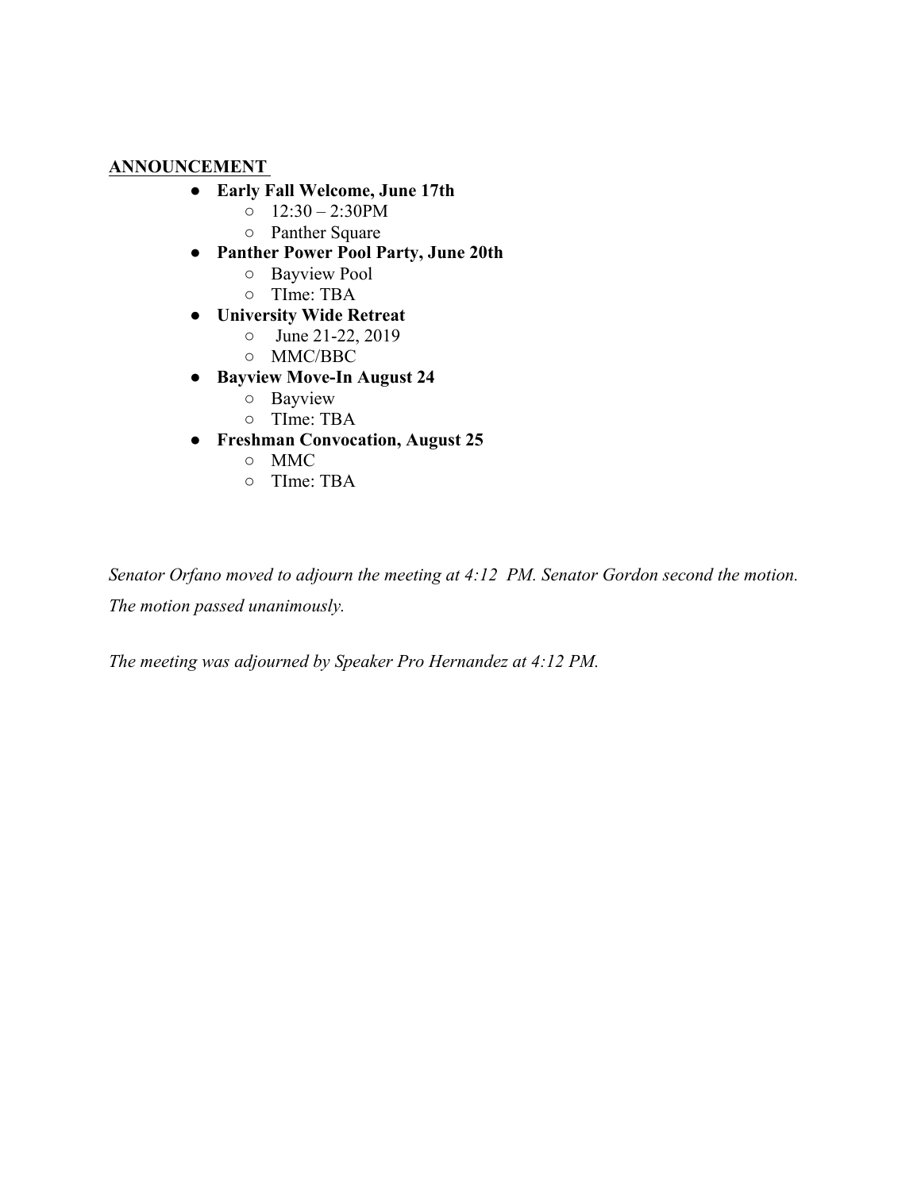**<u>ANNOUNCEMENT</u>**

- **Early Fall Welcome, June 17th**
    - 12:30 – 2:30PM
    - Panther Square
- **Panther Power Pool Party, June 20th**
    - Bayview Pool
    - TIme: TBA
- **University Wide Retreat**
    - June 21-22, 2019
    - MMC/BBC
- **Bayview Move-In August 24**
    - Bayview
    - TIme: TBA
- **Freshman Convocation, August 25**
    - MMC
    - TIme: TBA

*Senator Orfano moved to adjourn the meeting at 4:12 PM. Senator Gordon second the motion. The motion passed unanimously.*

*The meeting was adjourned by Speaker Pro Hernandez at 4:12 PM.*